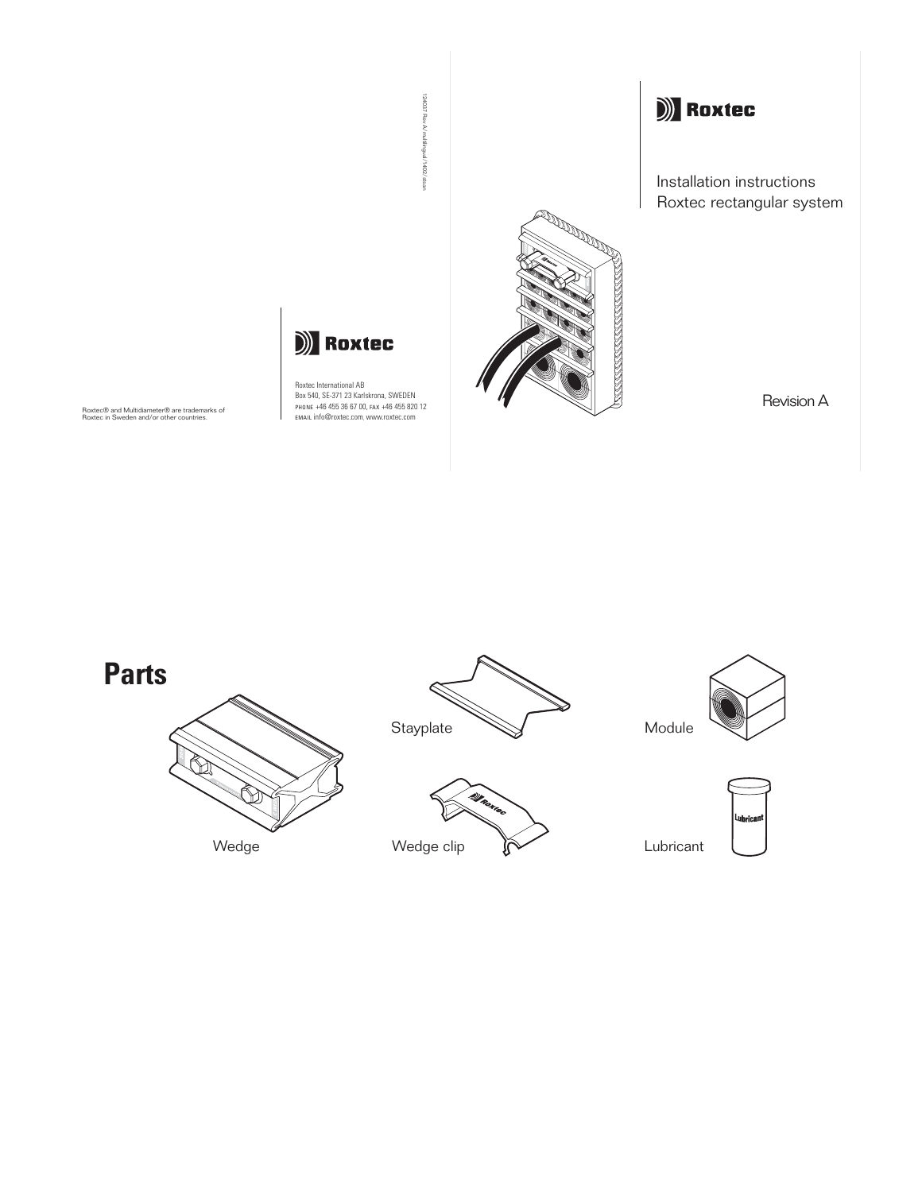124037 Rev A / multilingual / 1402 / stuan

Roxtec® and Multidiameter® are trademarks of Roxtec in Sweden and/or other countries.

Roxtec

Roxtec International AB
Box 540, SE-371 23 Karlskrona, SWEDEN
PHONE +46 455 36 67 00, FAX +46 455 820 12
EMAIL info@roxtec.com, www.roxtec.com

Roxtec

Installation instructions
Roxtec rectangular system

Revision A

# Parts

Wedge

Stayplate

Wedge clip

Module

Lubricant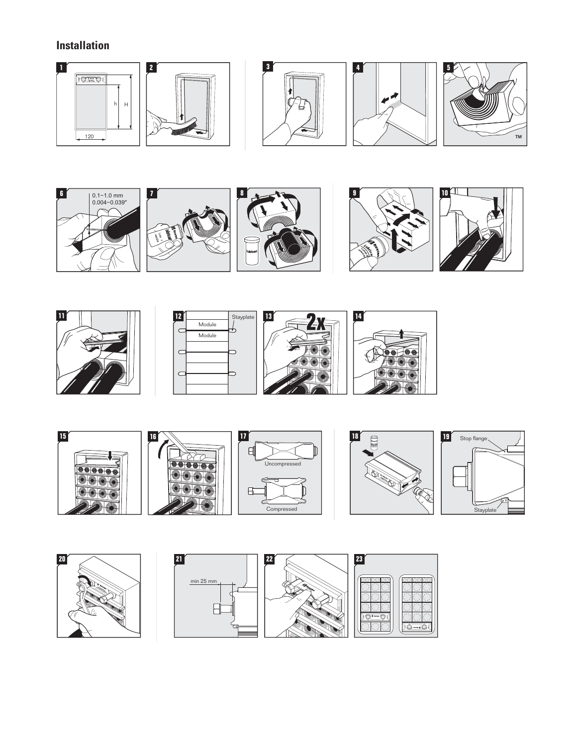# Installation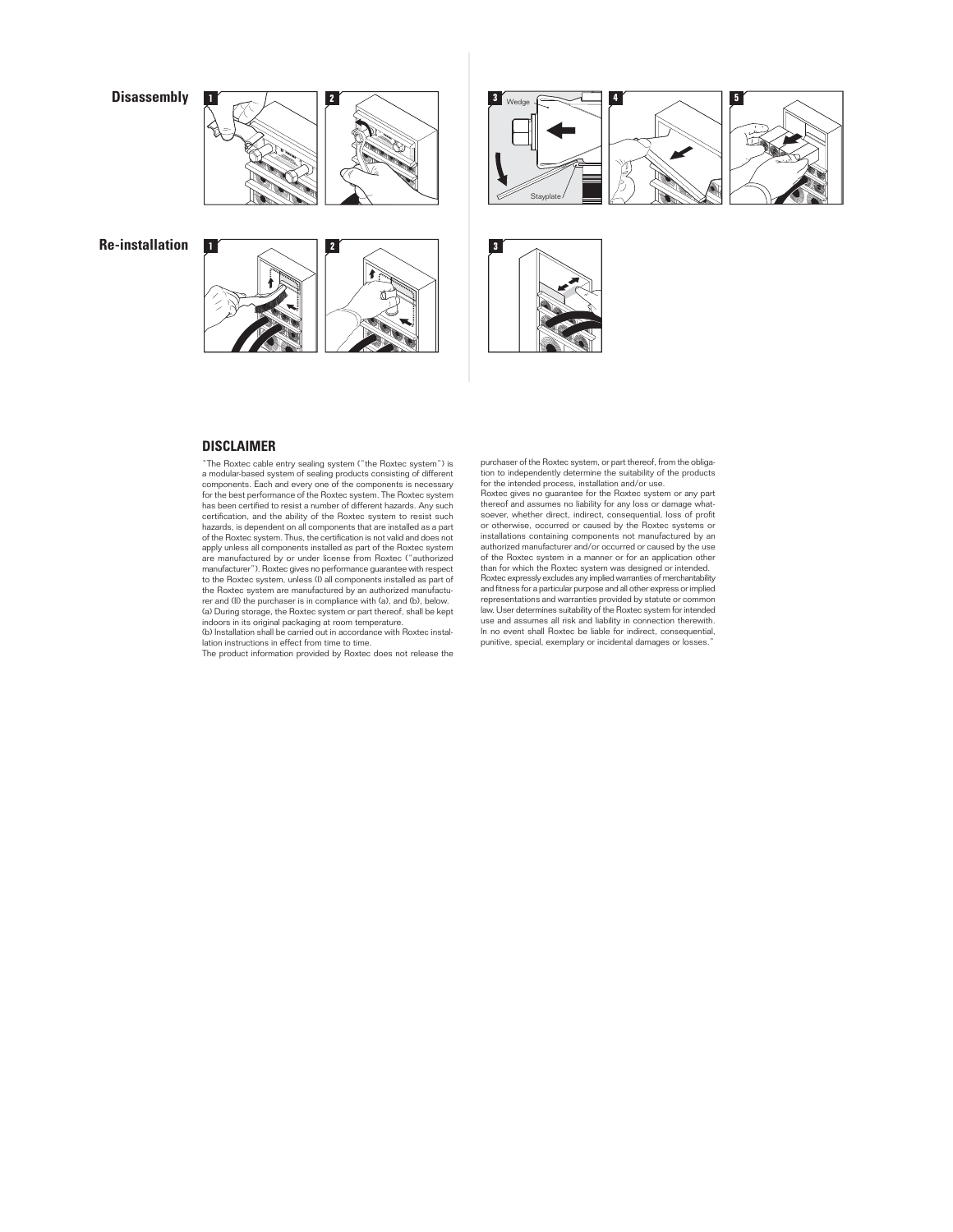**Disassembly**

**Re-installation**

## DISCLAIMER

"The Roxtec cable entry sealing system ("the Roxtec system") is a modular-based system of sealing products consisting of different components. Each and every one of the components is necessary for the best performance of the Roxtec system. The Roxtec system has been certified to resist a number of different hazards. Any such certification, and the ability of the Roxtec system to resist such hazards, is dependent on all components that are installed as a part of the Roxtec system. Thus, the certification is not valid and does not apply unless all components installed as part of the Roxtec system are manufactured by or under license from Roxtec ("authorized manufacturer"). Roxtec gives no performance guarantee with respect to the Roxtec system, unless (I) all components installed as part of the Roxtec system are manufactured by an authorized manufacturer and (II) the purchaser is in compliance with (a), and (b), below.
(a) During storage, the Roxtec system or part thereof, shall be kept indoors in its original packaging at room temperature.
(b) Installation shall be carried out in accordance with Roxtec installation instructions in effect from time to time.
The product information provided by Roxtec does not release the purchaser of the Roxtec system, or part thereof, from the obligation to independently determine the suitability of the products for the intended process, installation and/or use.
Roxtec gives no guarantee for the Roxtec system or any part thereof and assumes no liability for any loss or damage whatsoever, whether direct, indirect, consequential, loss of profit or otherwise, occurred or caused by the Roxtec systems or installations containing components not manufactured by an authorized manufacturer and/or occurred or caused by the use of the Roxtec system in a manner or for an application other than for which the Roxtec system was designed or intended.
Roxtec expressly excludes any implied warranties of merchantability and fitness for a particular purpose and all other express or implied representations and warranties provided by statute or common law. User determines suitability of the Roxtec system for intended use and assumes all risk and liability in connection therewith.
In no event shall Roxtec be liable for indirect, consequential, punitive, special, exemplary or incidental damages or losses."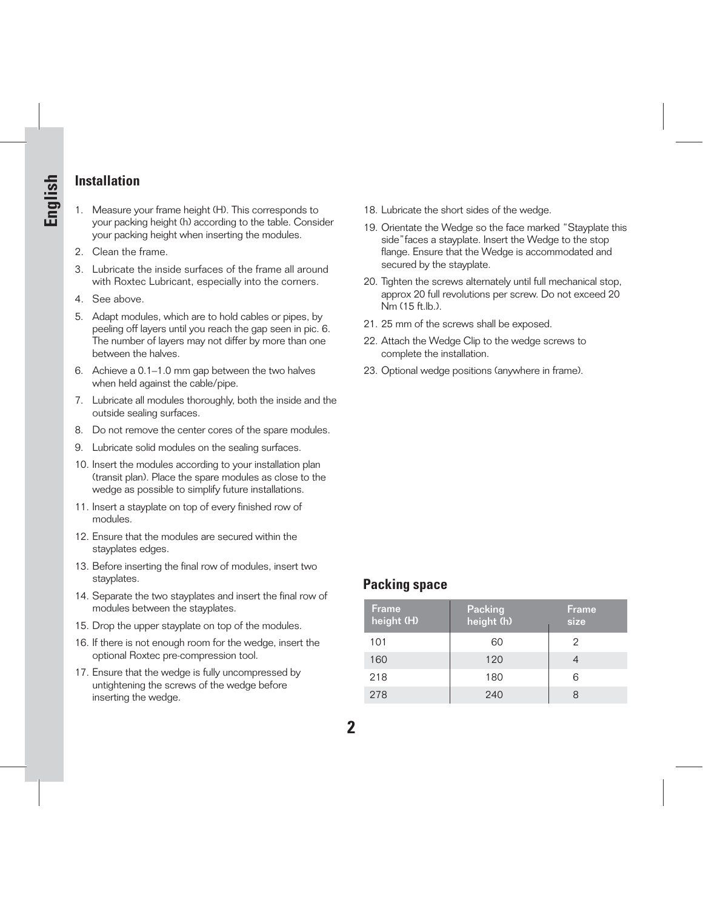English

## Installation

1. Measure your frame height (H). This corresponds to your packing height (h) according to the table. Consider your packing height when inserting the modules.
2. Clean the frame.
3. Lubricate the inside surfaces of the frame all around with Roxtec Lubricant, especially into the corners.
4. See above.
5. Adapt modules, which are to hold cables or pipes, by peeling off layers until you reach the gap seen in pic. 6. The number of layers may not differ by more than one between the halves.
6. Achieve a 0.1–1.0 mm gap between the two halves when held against the cable/pipe.
7. Lubricate all modules thoroughly, both the inside and the outside sealing surfaces.
8. Do not remove the center cores of the spare modules.
9. Lubricate solid modules on the sealing surfaces.
10. Insert the modules according to your installation plan (transit plan). Place the spare modules as close to the wedge as possible to simplify future installations.
11. Insert a stayplate on top of every finished row of modules.
12. Ensure that the modules are secured within the stayplates edges.
13. Before inserting the final row of modules, insert two stayplates.
14. Separate the two stayplates and insert the final row of modules between the stayplates.
15. Drop the upper stayplate on top of the modules.
16. If there is not enough room for the wedge, insert the optional Roxtec pre-compression tool.
17. Ensure that the wedge is fully uncompressed by untightening the screws of the wedge before inserting the wedge.
18. Lubricate the short sides of the wedge.
19. Orientate the Wedge so the face marked "Stayplate this side" faces a stayplate. Insert the Wedge to the stop flange. Ensure that the Wedge is accommodated and secured by the stayplate.
20. Tighten the screws alternately until full mechanical stop, approx 20 full revolutions per screw. Do not exceed 20 Nm (15 ft.lb.).
21. 25 mm of the screws shall be exposed.
22. Attach the Wedge Clip to the wedge screws to complete the installation.
23. Optional wedge positions (anywhere in frame).

## Packing space

| Frame height (H) | Packing height (h) | Frame size |
|---|---|---|
| 101 | 60 | 2 |
| 160 | 120 | 4 |
| 218 | 180 | 6 |
| 278 | 240 | 8 |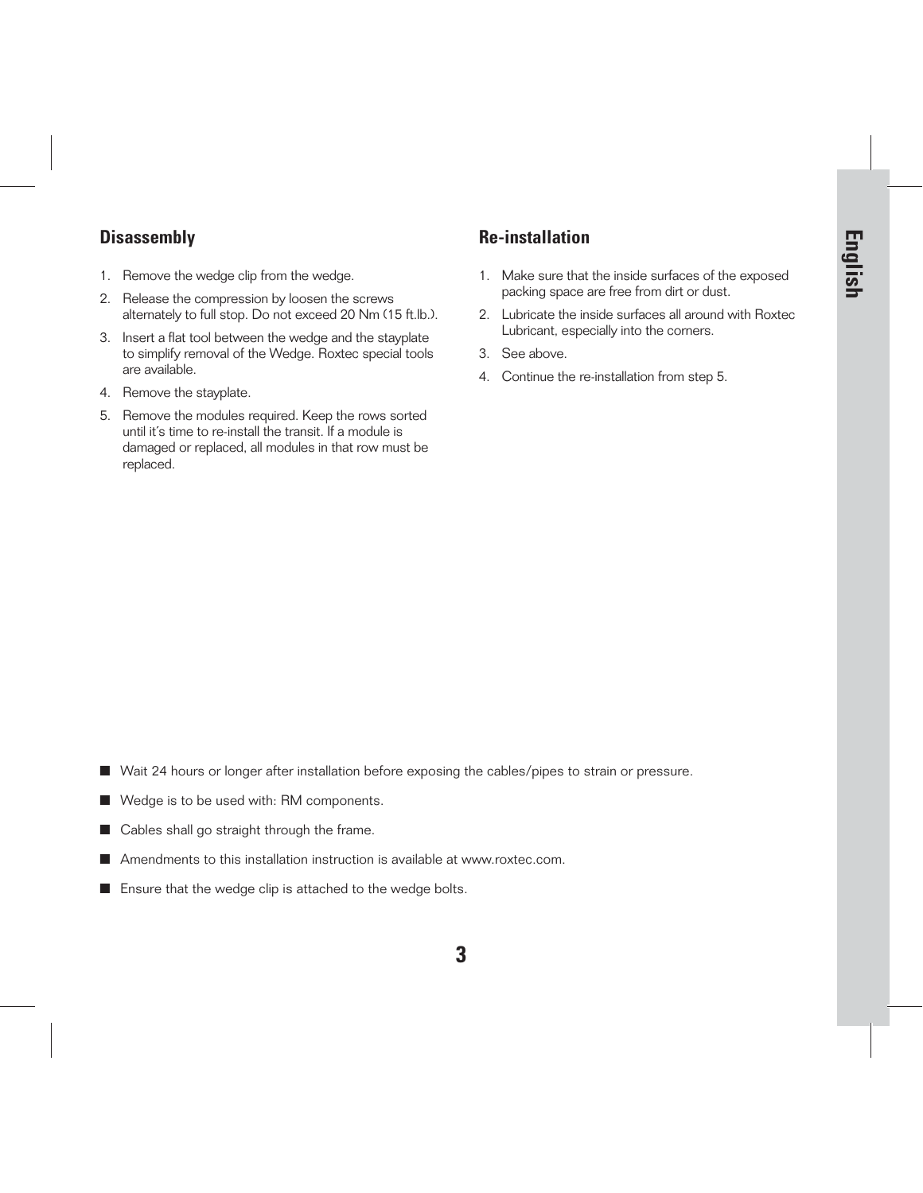## Disassembly

1. Remove the wedge clip from the wedge.
2. Release the compression by loosen the screws alternately to full stop. Do not exceed 20 Nm (15 ft.lb.).
3. Insert a flat tool between the wedge and the stayplate to simplify removal of the Wedge. Roxtec special tools are available.
4. Remove the stayplate.
5. Remove the modules required. Keep the rows sorted until it´s time to re-install the transit. If a module is damaged or replaced, all modules in that row must be replaced.

## Re-installation

1. Make sure that the inside surfaces of the exposed packing space are free from dirt or dust.
2. Lubricate the inside surfaces all around with Roxtec Lubricant, especially into the corners.
3. See above.
4. Continue the re-installation from step 5.

- Wait 24 hours or longer after installation before exposing the cables/pipes to strain or pressure.
- Wedge is to be used with: RM components.
- Cables shall go straight through the frame.
- Amendments to this installation instruction is available at www.roxtec.com.
- Ensure that the wedge clip is attached to the wedge bolts.